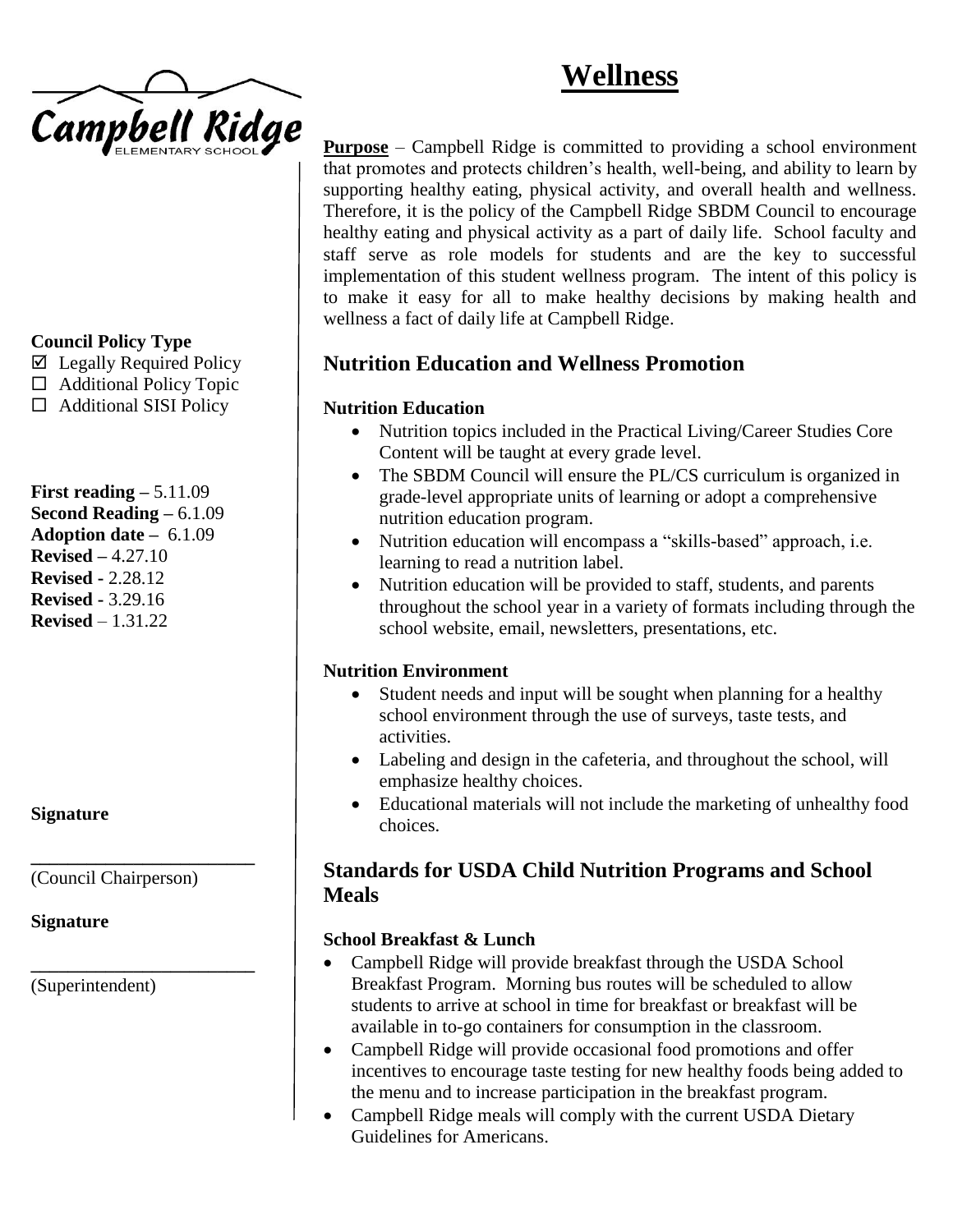Campbell Ridge
ELEMENTARY SCHOOL

# Wellness

**Council Policy Type**

☑ Legally Required Policy
☐ Additional Policy Topic
☐ Additional SISI Policy

**First reading** – 5.11.09
**Second Reading** – 6.1.09
**Adoption date** – 6.1.09
**Revised** – 4.27.10
**Revised** - 2.28.12
**Revised** - 3.29.16
**Revised** – 1.31.22

**Signature**

\_\_\_\_\_\_\_\_\_\_\_\_\_\_\_\_\_\_\_\_\_\_\_\_
(Council Chairperson)

**Signature**

\_\_\_\_\_\_\_\_\_\_\_\_\_\_\_\_\_\_\_\_\_\_\_\_
(Superintendent)

**Purpose** – Campbell Ridge is committed to providing a school environment that promotes and protects children's health, well-being, and ability to learn by supporting healthy eating, physical activity, and overall health and wellness. Therefore, it is the policy of the Campbell Ridge SBDM Council to encourage healthy eating and physical activity as a part of daily life. School faculty and staff serve as role models for students and are the key to successful implementation of this student wellness program. The intent of this policy is to make it easy for all to make healthy decisions by making health and wellness a fact of daily life at Campbell Ridge.

## Nutrition Education and Wellness Promotion

### Nutrition Education

- Nutrition topics included in the Practical Living/Career Studies Core Content will be taught at every grade level.
- The SBDM Council will ensure the PL/CS curriculum is organized in grade-level appropriate units of learning or adopt a comprehensive nutrition education program.
- Nutrition education will encompass a "skills-based" approach, i.e. learning to read a nutrition label.
- Nutrition education will be provided to staff, students, and parents throughout the school year in a variety of formats including through the school website, email, newsletters, presentations, etc.

### Nutrition Environment

- Student needs and input will be sought when planning for a healthy school environment through the use of surveys, taste tests, and activities.
- Labeling and design in the cafeteria, and throughout the school, will emphasize healthy choices.
- Educational materials will not include the marketing of unhealthy food choices.

## Standards for USDA Child Nutrition Programs and School Meals

### School Breakfast & Lunch

- Campbell Ridge will provide breakfast through the USDA School Breakfast Program. Morning bus routes will be scheduled to allow students to arrive at school in time for breakfast or breakfast will be available in to-go containers for consumption in the classroom.
- Campbell Ridge will provide occasional food promotions and offer incentives to encourage taste testing for new healthy foods being added to the menu and to increase participation in the breakfast program.
- Campbell Ridge meals will comply with the current USDA Dietary Guidelines for Americans.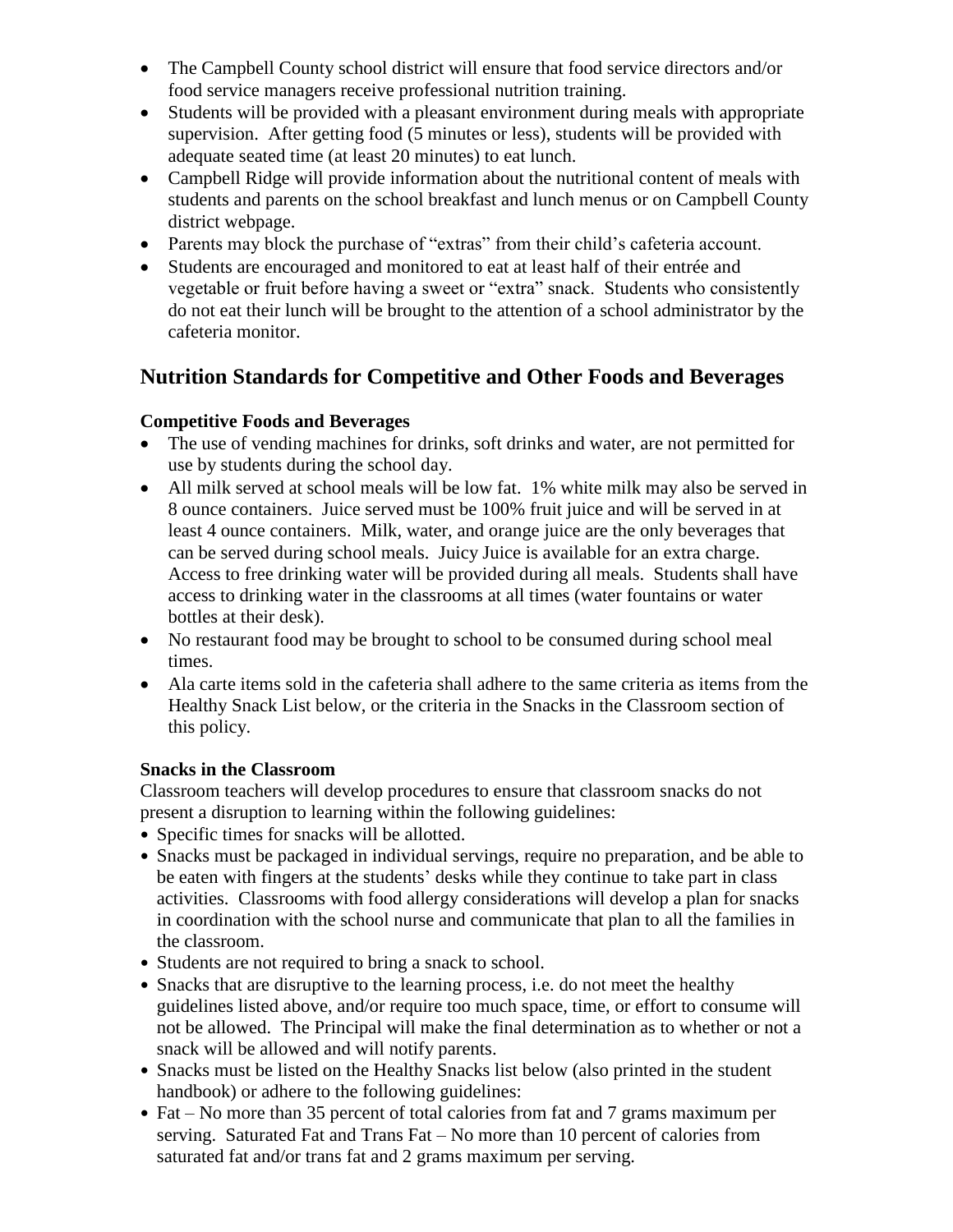- The Campbell County school district will ensure that food service directors and/or food service managers receive professional nutrition training.
- Students will be provided with a pleasant environment during meals with appropriate supervision. After getting food (5 minutes or less), students will be provided with adequate seated time (at least 20 minutes) to eat lunch.
- Campbell Ridge will provide information about the nutritional content of meals with students and parents on the school breakfast and lunch menus or on Campbell County district webpage.
- Parents may block the purchase of "extras" from their child's cafeteria account.
- Students are encouraged and monitored to eat at least half of their entrée and vegetable or fruit before having a sweet or "extra" snack. Students who consistently do not eat their lunch will be brought to the attention of a school administrator by the cafeteria monitor.

## Nutrition Standards for Competitive and Other Foods and Beverages

### Competitive Foods and Beverages

- The use of vending machines for drinks, soft drinks and water, are not permitted for use by students during the school day.
- All milk served at school meals will be low fat. 1% white milk may also be served in 8 ounce containers. Juice served must be 100% fruit juice and will be served in at least 4 ounce containers. Milk, water, and orange juice are the only beverages that can be served during school meals. Juicy Juice is available for an extra charge. Access to free drinking water will be provided during all meals. Students shall have access to drinking water in the classrooms at all times (water fountains or water bottles at their desk).
- No restaurant food may be brought to school to be consumed during school meal times.
- Ala carte items sold in the cafeteria shall adhere to the same criteria as items from the Healthy Snack List below, or the criteria in the Snacks in the Classroom section of this policy.

### Snacks in the Classroom

Classroom teachers will develop procedures to ensure that classroom snacks do not present a disruption to learning within the following guidelines:

- Specific times for snacks will be allotted.
- Snacks must be packaged in individual servings, require no preparation, and be able to be eaten with fingers at the students' desks while they continue to take part in class activities. Classrooms with food allergy considerations will develop a plan for snacks in coordination with the school nurse and communicate that plan to all the families in the classroom.
- Students are not required to bring a snack to school.
- Snacks that are disruptive to the learning process, i.e. do not meet the healthy guidelines listed above, and/or require too much space, time, or effort to consume will not be allowed. The Principal will make the final determination as to whether or not a snack will be allowed and will notify parents.
- Snacks must be listed on the Healthy Snacks list below (also printed in the student handbook) or adhere to the following guidelines:
- Fat – No more than 35 percent of total calories from fat and 7 grams maximum per serving. Saturated Fat and Trans Fat – No more than 10 percent of calories from saturated fat and/or trans fat and 2 grams maximum per serving.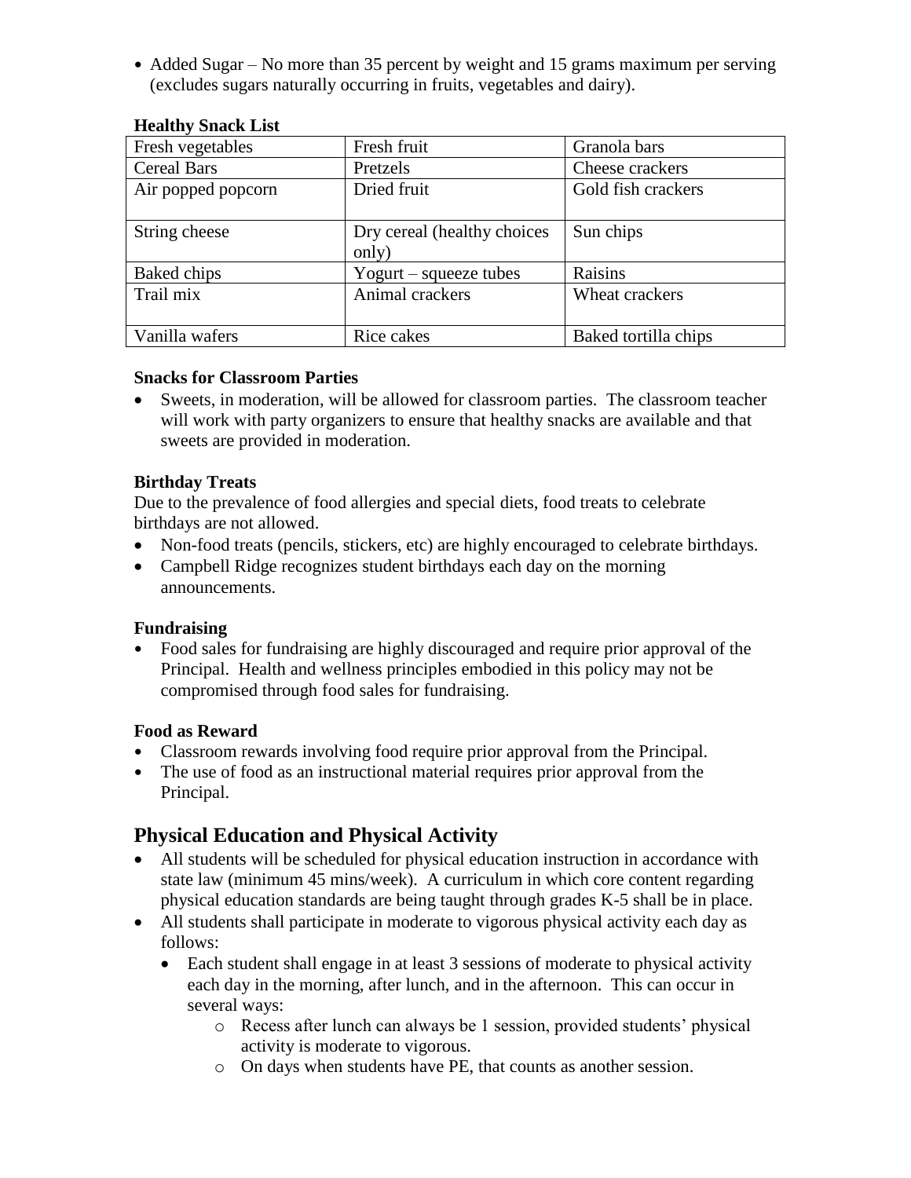- Added Sugar – No more than 35 percent by weight and 15 grams maximum per serving (excludes sugars naturally occurring in fruits, vegetables and dairy).

**Healthy Snack List**

| Fresh vegetables | Fresh fruit | Granola bars |
|---|---|---|
| Cereal Bars | Pretzels | Cheese crackers |
| Air popped popcorn | Dried fruit | Gold fish crackers |
| String cheese | Dry cereal (healthy choices only) | Sun chips |
| Baked chips | Yogurt – squeeze tubes | Raisins |
| Trail mix | Animal crackers | Wheat crackers |
| Vanilla wafers | Rice cakes | Baked tortilla chips |

**Snacks for Classroom Parties**

- Sweets, in moderation, will be allowed for classroom parties. The classroom teacher will work with party organizers to ensure that healthy snacks are available and that sweets are provided in moderation.

**Birthday Treats**

Due to the prevalence of food allergies and special diets, food treats to celebrate birthdays are not allowed.

- Non-food treats (pencils, stickers, etc) are highly encouraged to celebrate birthdays.
- Campbell Ridge recognizes student birthdays each day on the morning announcements.

**Fundraising**

- Food sales for fundraising are highly discouraged and require prior approval of the Principal. Health and wellness principles embodied in this policy may not be compromised through food sales for fundraising.

**Food as Reward**

- Classroom rewards involving food require prior approval from the Principal.
- The use of food as an instructional material requires prior approval from the Principal.

## Physical Education and Physical Activity

- All students will be scheduled for physical education instruction in accordance with state law (minimum 45 mins/week). A curriculum in which core content regarding physical education standards are being taught through grades K-5 shall be in place.
- All students shall participate in moderate to vigorous physical activity each day as follows:
  - Each student shall engage in at least 3 sessions of moderate to physical activity each day in the morning, after lunch, and in the afternoon. This can occur in several ways:
    - Recess after lunch can always be 1 session, provided students' physical activity is moderate to vigorous.
    - On days when students have PE, that counts as another session.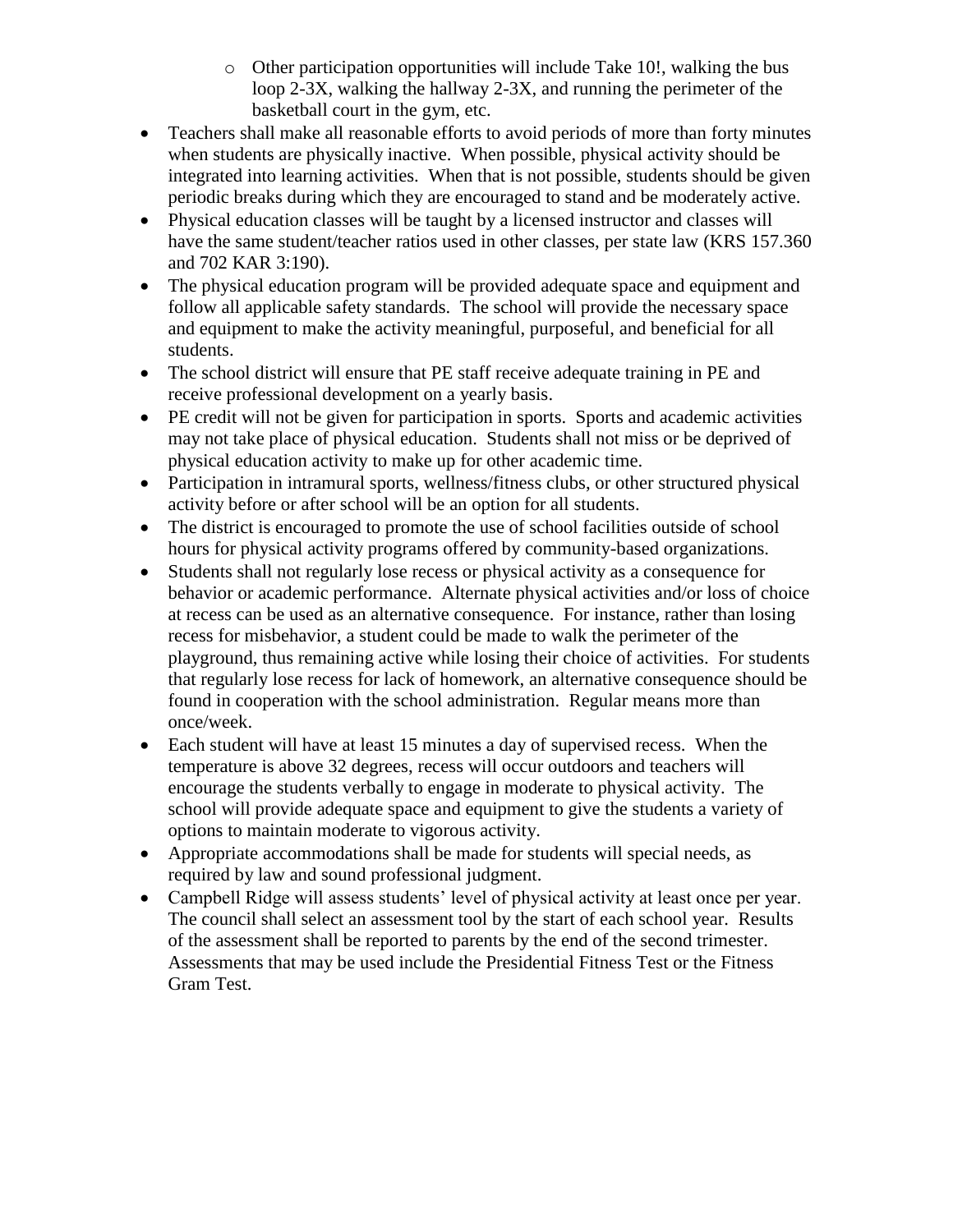- Other participation opportunities will include Take 10!, walking the bus loop 2-3X, walking the hallway 2-3X, and running the perimeter of the basketball court in the gym, etc.
- Teachers shall make all reasonable efforts to avoid periods of more than forty minutes when students are physically inactive. When possible, physical activity should be integrated into learning activities. When that is not possible, students should be given periodic breaks during which they are encouraged to stand and be moderately active.
- Physical education classes will be taught by a licensed instructor and classes will have the same student/teacher ratios used in other classes, per state law (KRS 157.360 and 702 KAR 3:190).
- The physical education program will be provided adequate space and equipment and follow all applicable safety standards. The school will provide the necessary space and equipment to make the activity meaningful, purposeful, and beneficial for all students.
- The school district will ensure that PE staff receive adequate training in PE and receive professional development on a yearly basis.
- PE credit will not be given for participation in sports. Sports and academic activities may not take place of physical education. Students shall not miss or be deprived of physical education activity to make up for other academic time.
- Participation in intramural sports, wellness/fitness clubs, or other structured physical activity before or after school will be an option for all students.
- The district is encouraged to promote the use of school facilities outside of school hours for physical activity programs offered by community-based organizations.
- Students shall not regularly lose recess or physical activity as a consequence for behavior or academic performance. Alternate physical activities and/or loss of choice at recess can be used as an alternative consequence. For instance, rather than losing recess for misbehavior, a student could be made to walk the perimeter of the playground, thus remaining active while losing their choice of activities. For students that regularly lose recess for lack of homework, an alternative consequence should be found in cooperation with the school administration. Regular means more than once/week.
- Each student will have at least 15 minutes a day of supervised recess. When the temperature is above 32 degrees, recess will occur outdoors and teachers will encourage the students verbally to engage in moderate to physical activity. The school will provide adequate space and equipment to give the students a variety of options to maintain moderate to vigorous activity.
- Appropriate accommodations shall be made for students will special needs, as required by law and sound professional judgment.
- Campbell Ridge will assess students' level of physical activity at least once per year. The council shall select an assessment tool by the start of each school year. Results of the assessment shall be reported to parents by the end of the second trimester. Assessments that may be used include the Presidential Fitness Test or the Fitness Gram Test.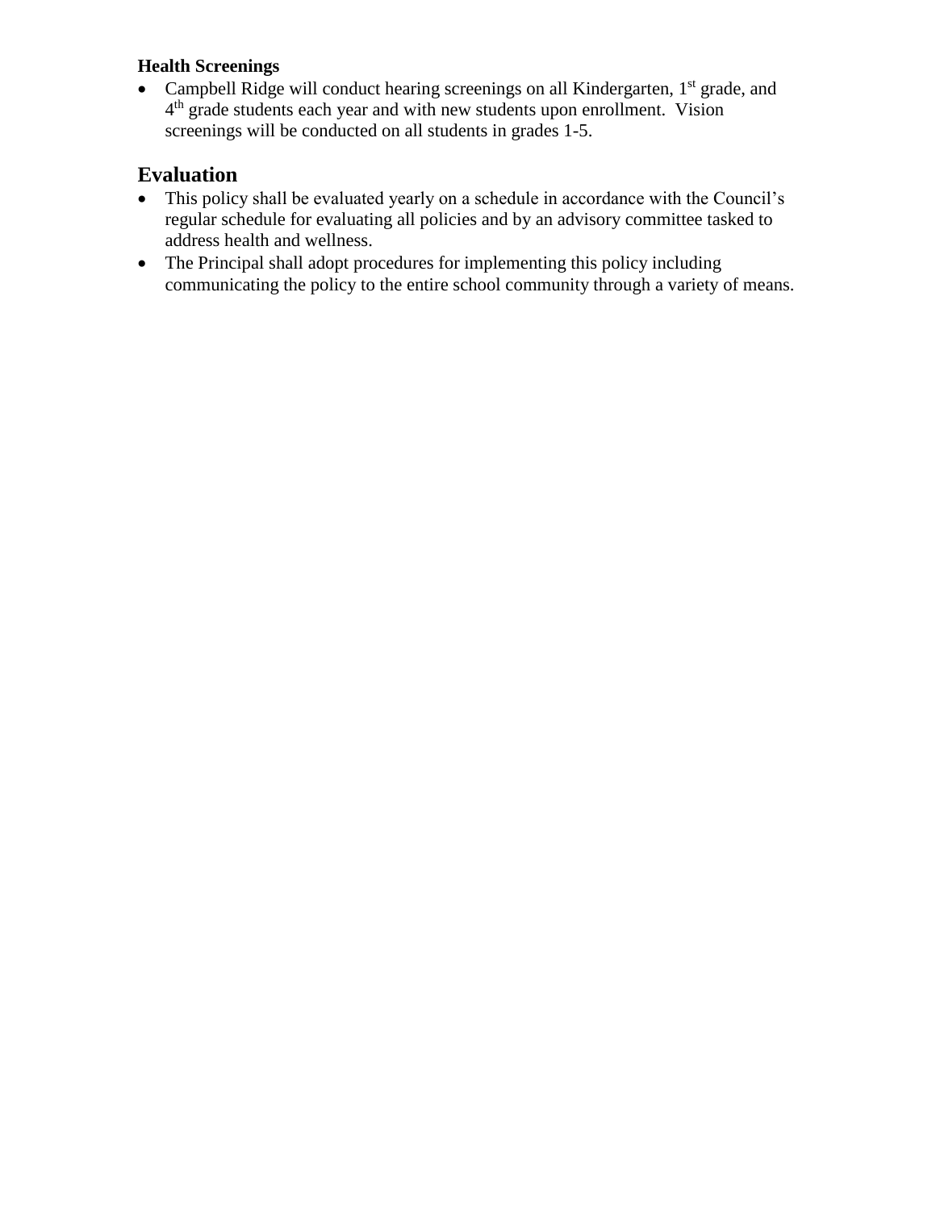**Health Screenings**

- Campbell Ridge will conduct hearing screenings on all Kindergarten, 1st grade, and 4th grade students each year and with new students upon enrollment. Vision screenings will be conducted on all students in grades 1-5.

## Evaluation

- This policy shall be evaluated yearly on a schedule in accordance with the Council's regular schedule for evaluating all policies and by an advisory committee tasked to address health and wellness.
- The Principal shall adopt procedures for implementing this policy including communicating the policy to the entire school community through a variety of means.